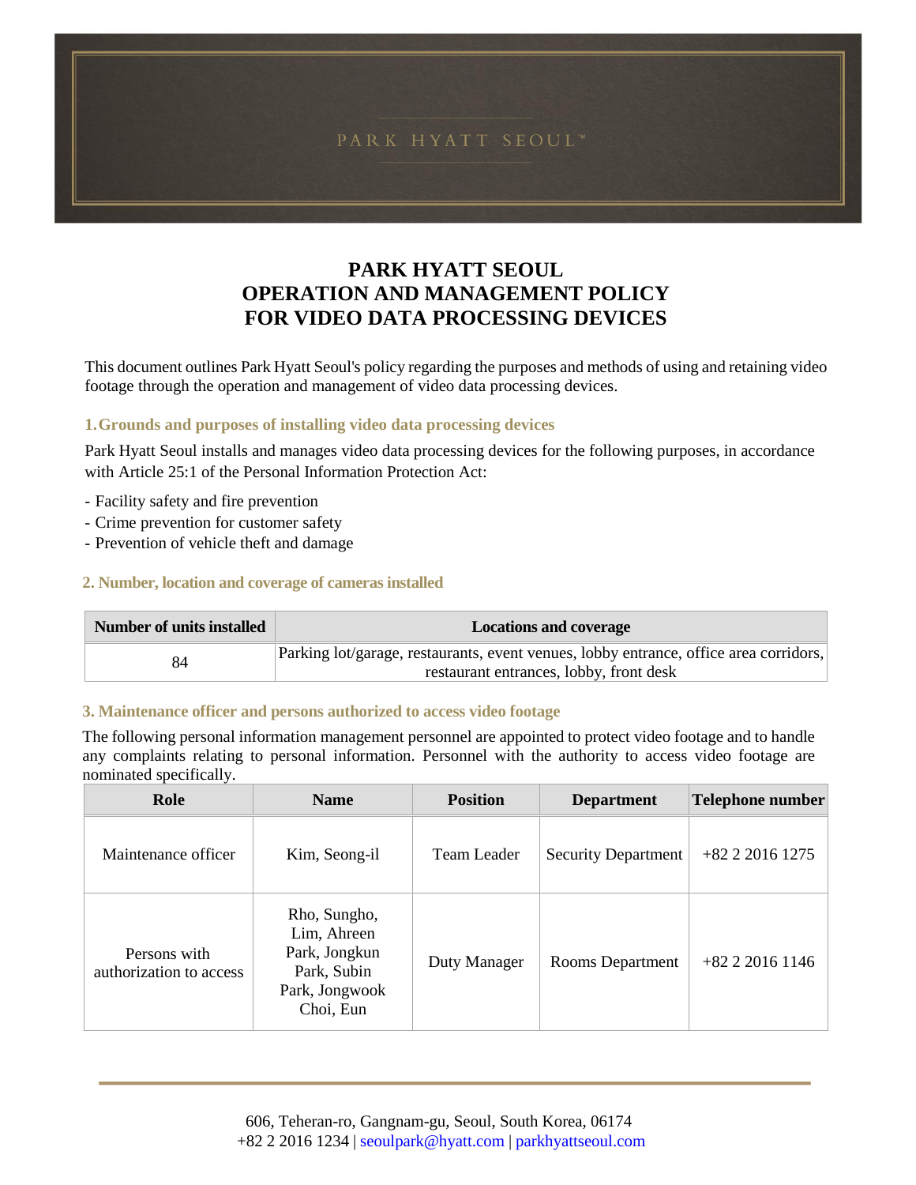PARK HYATT SEOUL™

# PARK HYATT SEOUL OPERATION AND MANAGEMENT POLICY FOR VIDEO DATA PROCESSING DEVICES

This document outlines Park Hyatt Seoul's policy regarding the purposes and methods of using and retaining video footage through the operation and management of video data processing devices.

## 1. Grounds and purposes of installing video data processing devices

Park Hyatt Seoul installs and manages video data processing devices for the following purposes, in accordance with Article 25:1 of the Personal Information Protection Act:

- Facility safety and fire prevention
- Crime prevention for customer safety
- Prevention of vehicle theft and damage

## 2. Number, location and coverage of cameras installed

| Number of units installed | Locations and coverage |
|---|---|
| 84 | Parking lot/garage, restaurants, event venues, lobby entrance, office area corridors, restaurant entrances, lobby, front desk |

## 3. Maintenance officer and persons authorized to access video footage

The following personal information management personnel are appointed to protect video footage and to handle any complaints relating to personal information. Personnel with the authority to access video footage are nominated specifically.

| Role | Name | Position | Department | Telephone number |
|---|---|---|---|---|
| Maintenance officer | Kim, Seong-il | Team Leader | Security Department | +82 2 2016 1275 |
| Persons with authorization to access | Rho, Sungho, Lim, Ahreen Park, Jongkun Park, Subin Park, Jongwook Choi, Eun | Duty Manager | Rooms Department | +82 2 2016 1146 |

606, Teheran-ro, Gangnam-gu, Seoul, South Korea, 06174
+82 2 2016 1234 | seoulpark@hyatt.com | parkhyattseoul.com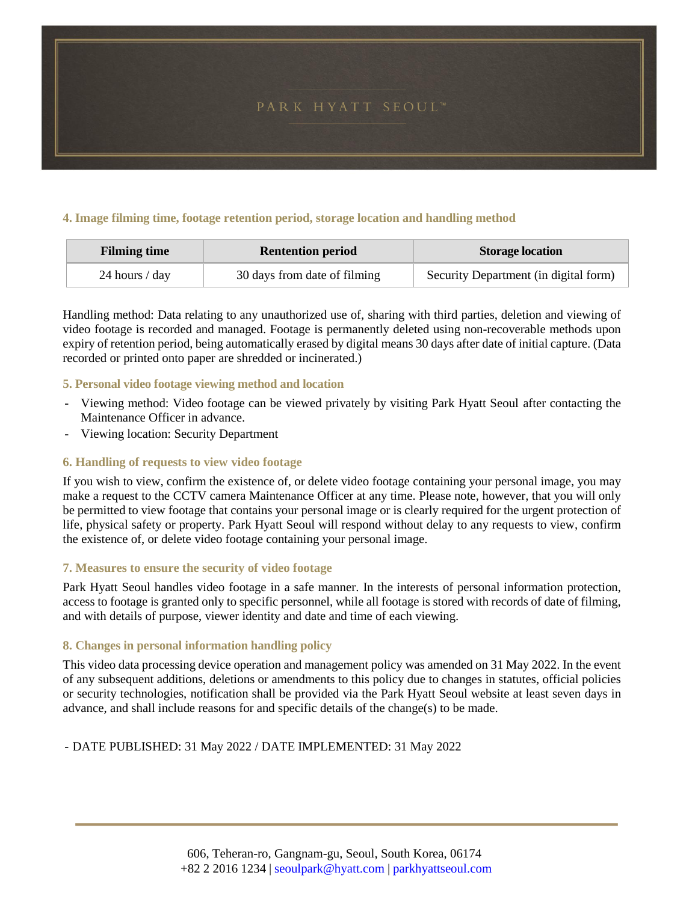PARK HYATT SEOUL™

### 4. Image filming time, footage retention period, storage location and handling method

| Filming time | Rentention period | Storage location |
|---|---|---|
| 24 hours / day | 30 days from date of filming | Security Department (in digital form) |

Handling method: Data relating to any unauthorized use of, sharing with third parties, deletion and viewing of video footage is recorded and managed. Footage is permanently deleted using non-recoverable methods upon expiry of retention period, being automatically erased by digital means 30 days after date of initial capture. (Data recorded or printed onto paper are shredded or incinerated.)

### 5. Personal video footage viewing method and location

- Viewing method: Video footage can be viewed privately by visiting Park Hyatt Seoul after contacting the Maintenance Officer in advance.
- Viewing location: Security Department

### 6. Handling of requests to view video footage

If you wish to view, confirm the existence of, or delete video footage containing your personal image, you may make a request to the CCTV camera Maintenance Officer at any time. Please note, however, that you will only be permitted to view footage that contains your personal image or is clearly required for the urgent protection of life, physical safety or property. Park Hyatt Seoul will respond without delay to any requests to view, confirm the existence of, or delete video footage containing your personal image.

### 7. Measures to ensure the security of video footage

Park Hyatt Seoul handles video footage in a safe manner. In the interests of personal information protection, access to footage is granted only to specific personnel, while all footage is stored with records of date of filming, and with details of purpose, viewer identity and date and time of each viewing.

### 8. Changes in personal information handling policy

This video data processing device operation and management policy was amended on 31 May 2022. In the event of any subsequent additions, deletions or amendments to this policy due to changes in statutes, official policies or security technologies, notification shall be provided via the Park Hyatt Seoul website at least seven days in advance, and shall include reasons for and specific details of the change(s) to be made.

- DATE PUBLISHED: 31 May 2022 / DATE IMPLEMENTED: 31 May 2022

606, Teheran-ro, Gangnam-gu, Seoul, South Korea, 06174
+82 2 2016 1234 | seoulpark@hyatt.com | parkhyattseoul.com